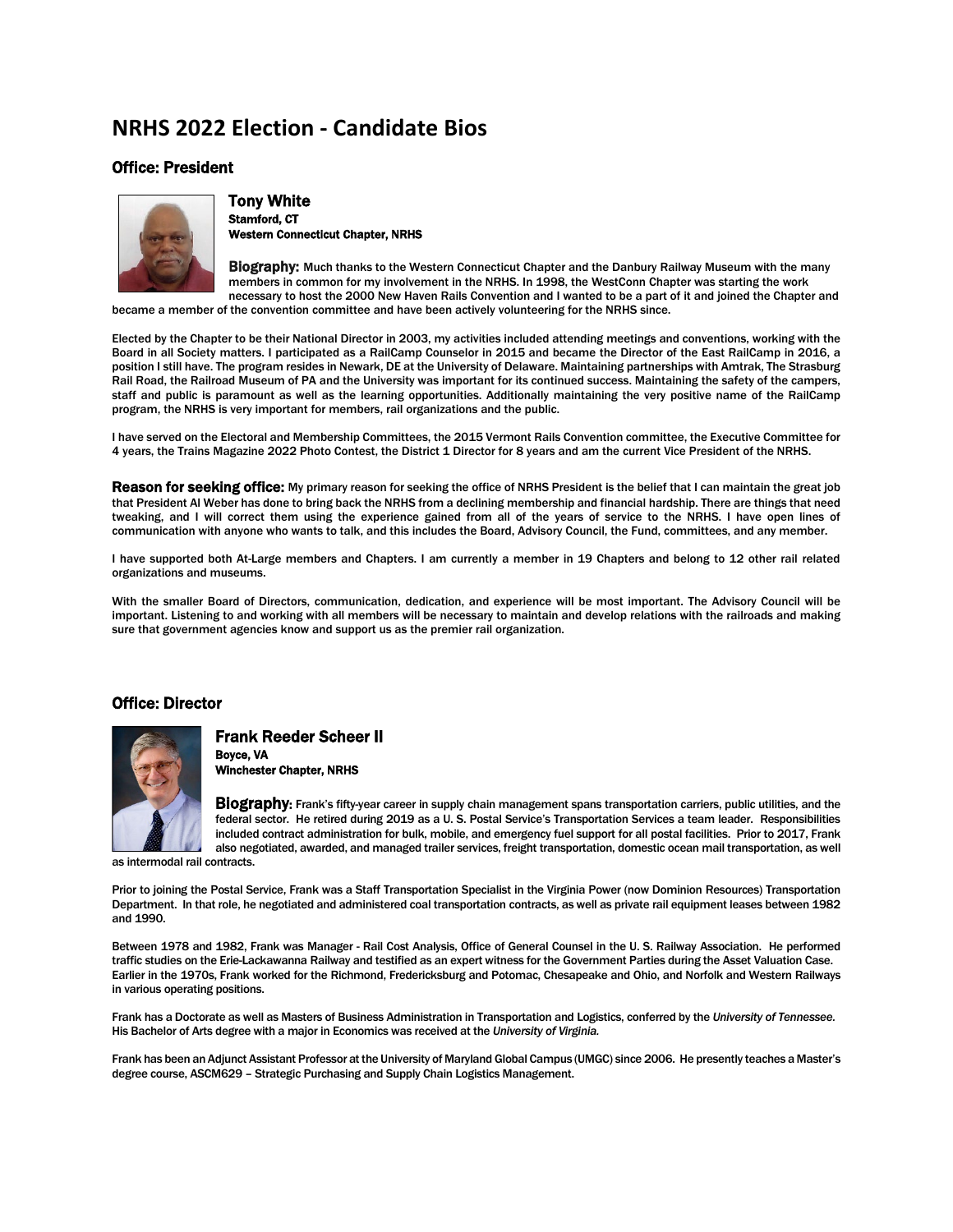# NRHS 2022 Election - Candidate Bios

## Office: President

### Tony White

**Stamford, CT**
**Western Connecticut Chapter, NRHS**

**Biography:** Much thanks to the Western Connecticut Chapter and the Danbury Railway Museum with the many members in common for my involvement in the NRHS. In 1998, the WestConn Chapter was starting the work necessary to host the 2000 New Haven Rails Convention and I wanted to be a part of it and joined the Chapter and became a member of the convention committee and have been actively volunteering for the NRHS since.

Elected by the Chapter to be their National Director in 2003, my activities included attending meetings and conventions, working with the Board in all Society matters. I participated as a RailCamp Counselor in 2015 and became the Director of the East RailCamp in 2016, a position I still have. The program resides in Newark, DE at the University of Delaware. Maintaining partnerships with Amtrak, The Strasburg Rail Road, the Railroad Museum of PA and the University was important for its continued success. Maintaining the safety of the campers, staff and public is paramount as well as the learning opportunities. Additionally maintaining the very positive name of the RailCamp program, the NRHS is very important for members, rail organizations and the public.

I have served on the Electoral and Membership Committees, the 2015 Vermont Rails Convention committee, the Executive Committee for 4 years, the Trains Magazine 2022 Photo Contest, the District 1 Director for 8 years and am the current Vice President of the NRHS.

**Reason for seeking office:** My primary reason for seeking the office of NRHS President is the belief that I can maintain the great job that President Al Weber has done to bring back the NRHS from a declining membership and financial hardship. There are things that need tweaking, and I will correct them using the experience gained from all of the years of service to the NRHS. I have open lines of communication with anyone who wants to talk, and this includes the Board, Advisory Council, the Fund, committees, and any member.

I have supported both At-Large members and Chapters. I am currently a member in 19 Chapters and belong to 12 other rail related organizations and museums.

With the smaller Board of Directors, communication, dedication, and experience will be most important. The Advisory Council will be important. Listening to and working with all members will be necessary to maintain and develop relations with the railroads and making sure that government agencies know and support us as the premier rail organization.

## Office: Director

### Frank Reeder Scheer II

**Boyce, VA**
**Winchester Chapter, NRHS**

**Biography:** Frank's fifty-year career in supply chain management spans transportation carriers, public utilities, and the federal sector. He retired during 2019 as a U. S. Postal Service's Transportation Services a team leader. Responsibilities included contract administration for bulk, mobile, and emergency fuel support for all postal facilities. Prior to 2017, Frank also negotiated, awarded, and managed trailer services, freight transportation, domestic ocean mail transportation, as well as intermodal rail contracts.

Prior to joining the Postal Service, Frank was a Staff Transportation Specialist in the Virginia Power (now Dominion Resources) Transportation Department. In that role, he negotiated and administered coal transportation contracts, as well as private rail equipment leases between 1982 and 1990.

Between 1978 and 1982, Frank was Manager - Rail Cost Analysis, Office of General Counsel in the U. S. Railway Association. He performed traffic studies on the Erie-Lackawanna Railway and testified as an expert witness for the Government Parties during the Asset Valuation Case. Earlier in the 1970s, Frank worked for the Richmond, Fredericksburg and Potomac, Chesapeake and Ohio, and Norfolk and Western Railways in various operating positions.

Frank has a Doctorate as well as Masters of Business Administration in Transportation and Logistics, conferred by the *University of Tennessee.* His Bachelor of Arts degree with a major in Economics was received at the *University of Virginia.*

Frank has been an Adjunct Assistant Professor at the University of Maryland Global Campus (UMGC) since 2006. He presently teaches a Master's degree course, ASCM629 – Strategic Purchasing and Supply Chain Logistics Management.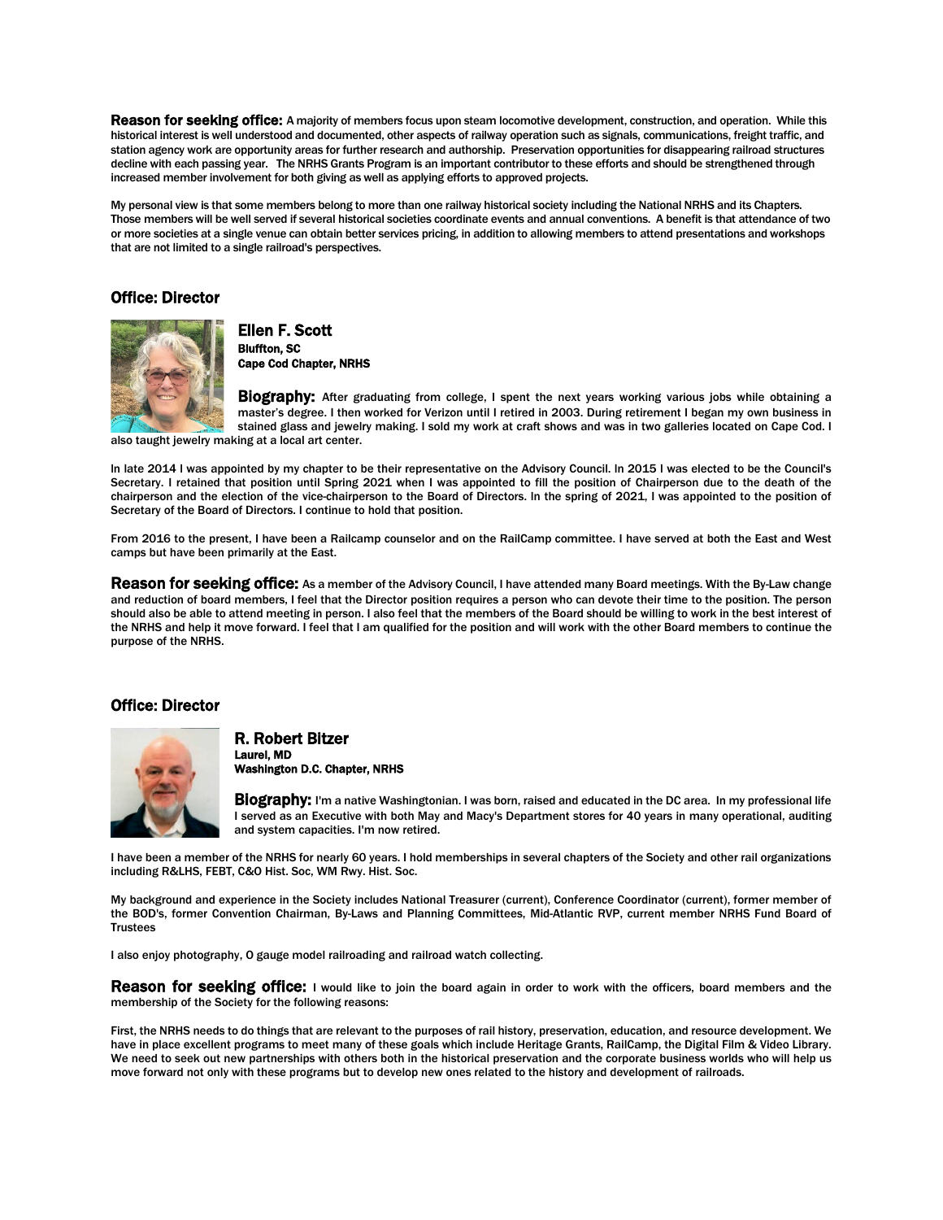**Reason for seeking office:** A majority of members focus upon steam locomotive development, construction, and operation. While this historical interest is well understood and documented, other aspects of railway operation such as signals, communications, freight traffic, and station agency work are opportunity areas for further research and authorship. Preservation opportunities for disappearing railroad structures decline with each passing year. The NRHS Grants Program is an important contributor to these efforts and should be strengthened through increased member involvement for both giving as well as applying efforts to approved projects.

My personal view is that some members belong to more than one railway historical society including the National NRHS and its Chapters. Those members will be well served if several historical societies coordinate events and annual conventions. A benefit is that attendance of two or more societies at a single venue can obtain better services pricing, in addition to allowing members to attend presentations and workshops that are not limited to a single railroad's perspectives.

## Office: Director

### Ellen F. Scott
**Bluffton, SC**
**Cape Cod Chapter, NRHS**

**Biography:** After graduating from college, I spent the next years working various jobs while obtaining a master's degree. I then worked for Verizon until I retired in 2003. During retirement I began my own business in stained glass and jewelry making. I sold my work at craft shows and was in two galleries located on Cape Cod. I also taught jewelry making at a local art center.

In late 2014 I was appointed by my chapter to be their representative on the Advisory Council. In 2015 I was elected to be the Council's Secretary. I retained that position until Spring 2021 when I was appointed to fill the position of Chairperson due to the death of the chairperson and the election of the vice-chairperson to the Board of Directors. In the spring of 2021, I was appointed to the position of Secretary of the Board of Directors. I continue to hold that position.

From 2016 to the present, I have been a Railcamp counselor and on the RailCamp committee. I have served at both the East and West camps but have been primarily at the East.

**Reason for seeking office:** As a member of the Advisory Council, I have attended many Board meetings. With the By-Law change and reduction of board members, I feel that the Director position requires a person who can devote their time to the position. The person should also be able to attend meeting in person. I also feel that the members of the Board should be willing to work in the best interest of the NRHS and help it move forward. I feel that I am qualified for the position and will work with the other Board members to continue the purpose of the NRHS.

## Office: Director

### R. Robert Bitzer
**Laurel, MD**
**Washington D.C. Chapter, NRHS**

**Biography:** I'm a native Washingtonian. I was born, raised and educated in the DC area. In my professional life I served as an Executive with both May and Macy's Department stores for 40 years in many operational, auditing and system capacities. I'm now retired.

I have been a member of the NRHS for nearly 60 years. I hold memberships in several chapters of the Society and other rail organizations including R&LHS, FEBT, C&O Hist. Soc, WM Rwy. Hist. Soc.

My background and experience in the Society includes National Treasurer (current), Conference Coordinator (current), former member of the BOD's, former Convention Chairman, By-Laws and Planning Committees, Mid-Atlantic RVP, current member NRHS Fund Board of Trustees

I also enjoy photography, O gauge model railroading and railroad watch collecting.

**Reason for seeking office:** I would like to join the board again in order to work with the officers, board members and the membership of the Society for the following reasons:

First, the NRHS needs to do things that are relevant to the purposes of rail history, preservation, education, and resource development. We have in place excellent programs to meet many of these goals which include Heritage Grants, RailCamp, the Digital Film & Video Library. We need to seek out new partnerships with others both in the historical preservation and the corporate business worlds who will help us move forward not only with these programs but to develop new ones related to the history and development of railroads.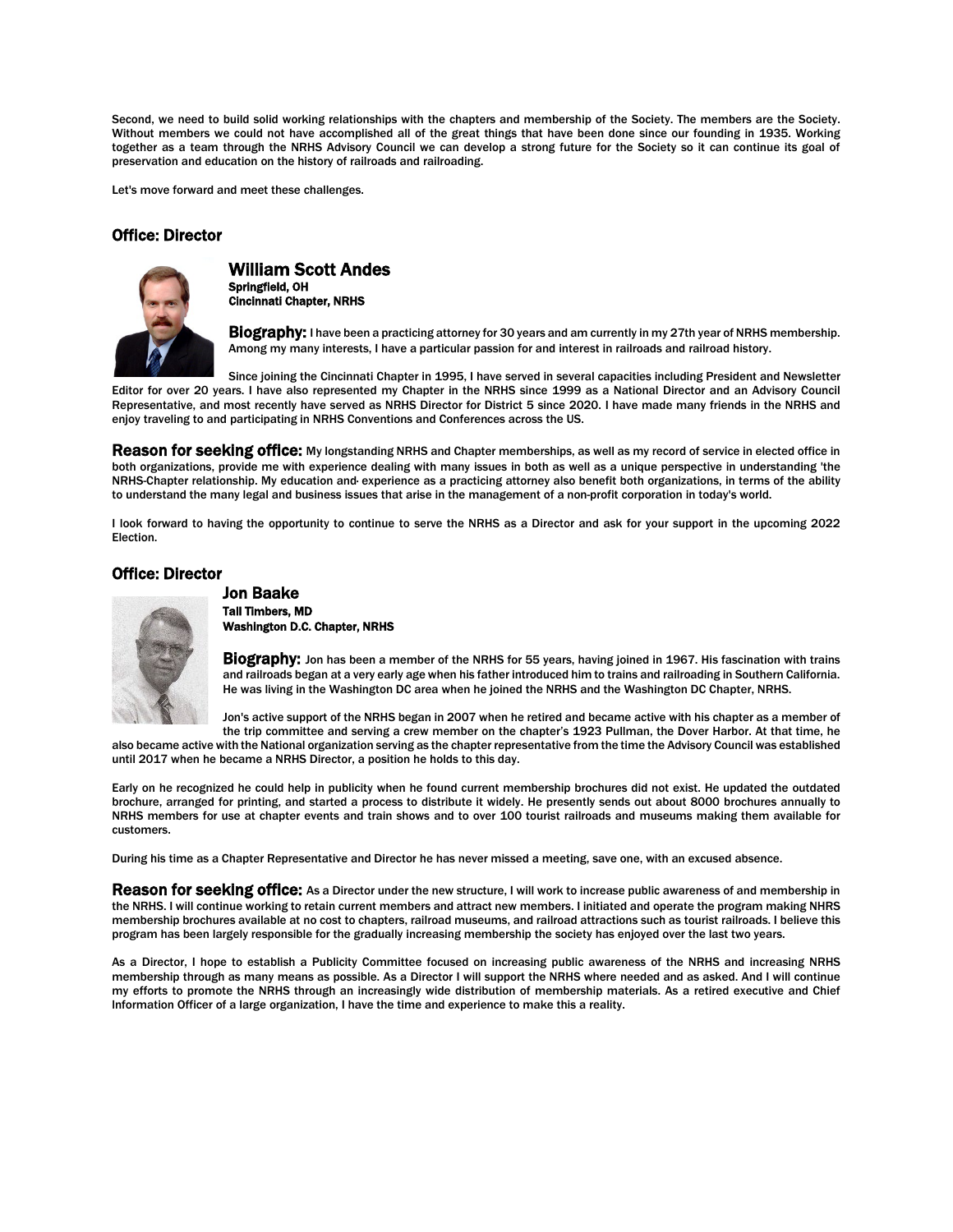Second, we need to build solid working relationships with the chapters and membership of the Society. The members are the Society. Without members we could not have accomplished all of the great things that have been done since our founding in 1935. Working together as a team through the NRHS Advisory Council we can develop a strong future for the Society so it can continue its goal of preservation and education on the history of railroads and railroading.

Let's move forward and meet these challenges.

### Office: Director

## William Scott Andes

**Springfield, OH**
**Cincinnati Chapter, NRHS**

**Biography:** I have been a practicing attorney for 30 years and am currently in my 27th year of NRHS membership. Among my many interests, I have a particular passion for and interest in railroads and railroad history.

Since joining the Cincinnati Chapter in 1995, I have served in several capacities including President and Newsletter Editor for over 20 years. I have also represented my Chapter in the NRHS since 1999 as a National Director and an Advisory Council Representative, and most recently have served as NRHS Director for District 5 since 2020. I have made many friends in the NRHS and enjoy traveling to and participating in NRHS Conventions and Conferences across the US.

**Reason for seeking office:** My longstanding NRHS and Chapter memberships, as well as my record of service in elected office in both organizations, provide me with experience dealing with many issues in both as well as a unique perspective in understanding 'the NRHS-Chapter relationship. My education and experience as a practicing attorney also benefit both organizations, in terms of the ability to understand the many legal and business issues that arise in the management of a non-profit corporation in today's world.

I look forward to having the opportunity to continue to serve the NRHS as a Director and ask for your support in the upcoming 2022 Election.

### Office: Director

## Jon Baake

**Tall Timbers, MD**
**Washington D.C. Chapter, NRHS**

**Biography:** Jon has been a member of the NRHS for 55 years, having joined in 1967. His fascination with trains and railroads began at a very early age when his father introduced him to trains and railroading in Southern California. He was living in the Washington DC area when he joined the NRHS and the Washington DC Chapter, NRHS.

Jon's active support of the NRHS began in 2007 when he retired and became active with his chapter as a member of the trip committee and serving a crew member on the chapter's 1923 Pullman, the Dover Harbor. At that time, he also became active with the National organization serving as the chapter representative from the time the Advisory Council was established until 2017 when he became a NRHS Director, a position he holds to this day.

Early on he recognized he could help in publicity when he found current membership brochures did not exist. He updated the outdated brochure, arranged for printing, and started a process to distribute it widely. He presently sends out about 8000 brochures annually to NRHS members for use at chapter events and train shows and to over 100 tourist railroads and museums making them available for customers.

During his time as a Chapter Representative and Director he has never missed a meeting, save one, with an excused absence.

**Reason for seeking office:** As a Director under the new structure, I will work to increase public awareness of and membership in the NRHS. I will continue working to retain current members and attract new members. I initiated and operate the program making NHRS membership brochures available at no cost to chapters, railroad museums, and railroad attractions such as tourist railroads. I believe this program has been largely responsible for the gradually increasing membership the society has enjoyed over the last two years.

As a Director, I hope to establish a Publicity Committee focused on increasing public awareness of the NRHS and increasing NRHS membership through as many means as possible. As a Director I will support the NRHS where needed and as asked. And I will continue my efforts to promote the NRHS through an increasingly wide distribution of membership materials. As a retired executive and Chief Information Officer of a large organization, I have the time and experience to make this a reality.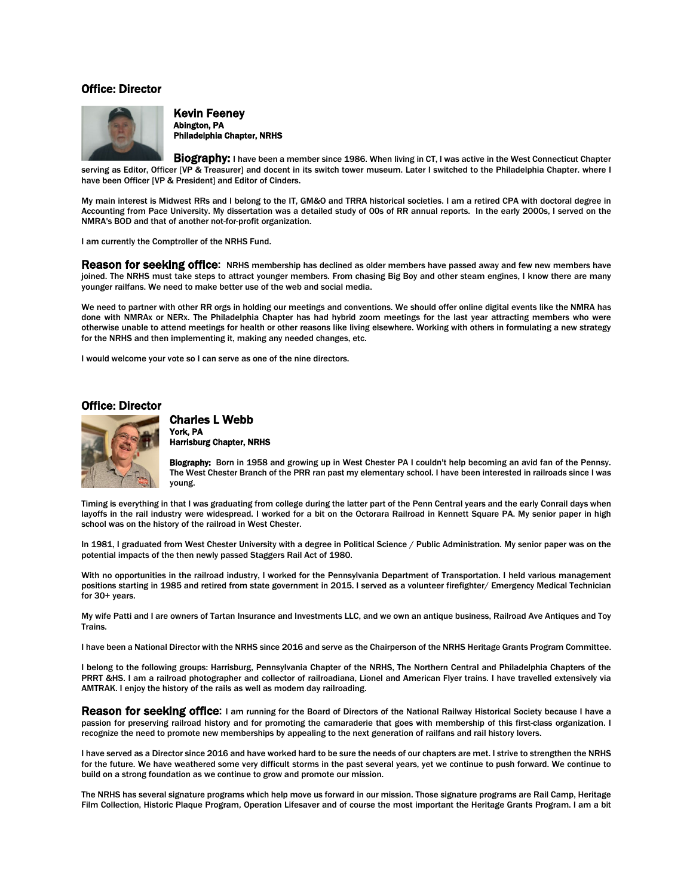## Office: Director

**Kevin Feeney**
**Abington, PA**
**Philadelphia Chapter, NRHS**

**Biography:** I have been a member since 1986. When living in CT, I was active in the West Connecticut Chapter serving as Editor, Officer [VP & Treasurer] and docent in its switch tower museum. Later I switched to the Philadelphia Chapter. where I have been Officer [VP & President] and Editor of Cinders.

My main interest is Midwest RRs and I belong to the IT, GM&O and TRRA historical societies. I am a retired CPA with doctoral degree in Accounting from Pace University. My dissertation was a detailed study of 00s of RR annual reports. In the early 2000s, I served on the NMRA's BOD and that of another not-for-profit organization.

I am currently the Comptroller of the NRHS Fund.

**Reason for seeking office:** NRHS membership has declined as older members have passed away and few new members have joined. The NRHS must take steps to attract younger members. From chasing Big Boy and other steam engines, I know there are many younger railfans. We need to make better use of the web and social media.

We need to partner with other RR orgs in holding our meetings and conventions. We should offer online digital events like the NMRA has done with NMRAx or NERx. The Philadelphia Chapter has had hybrid zoom meetings for the last year attracting members who were otherwise unable to attend meetings for health or other reasons like living elsewhere. Working with others in formulating a new strategy for the NRHS and then implementing it, making any needed changes, etc.

I would welcome your vote so I can serve as one of the nine directors.

## Office: Director

**Charles L Webb**
**York, PA**
**Harrisburg Chapter, NRHS**

**Biography:** Born in 1958 and growing up in West Chester PA I couldn't help becoming an avid fan of the Pennsy. The West Chester Branch of the PRR ran past my elementary school. I have been interested in railroads since I was young.

Timing is everything in that I was graduating from college during the latter part of the Penn Central years and the early Conrail days when layoffs in the rail industry were widespread. I worked for a bit on the Octorara Railroad in Kennett Square PA. My senior paper in high school was on the history of the railroad in West Chester.

In 1981, I graduated from West Chester University with a degree in Political Science / Public Administration. My senior paper was on the potential impacts of the then newly passed Staggers Rail Act of 1980.

With no opportunities in the railroad industry, I worked for the Pennsylvania Department of Transportation. I held various management positions starting in 1985 and retired from state government in 2015. I served as a volunteer firefighter/ Emergency Medical Technician for 30+ years.

My wife Patti and I are owners of Tartan Insurance and Investments LLC, and we own an antique business, Railroad Ave Antiques and Toy Trains.

I have been a National Director with the NRHS since 2016 and serve as the Chairperson of the NRHS Heritage Grants Program Committee.

I belong to the following groups: Harrisburg, Pennsylvania Chapter of the NRHS, The Northern Central and Philadelphia Chapters of the PRRT &HS. I am a railroad photographer and collector of railroadiana, Lionel and American Flyer trains. I have travelled extensively via AMTRAK. I enjoy the history of the rails as well as modem day railroading.

**Reason for seeking office:** I am running for the Board of Directors of the National Railway Historical Society because I have a passion for preserving railroad history and for promoting the camaraderie that goes with membership of this first-class organization. I recognize the need to promote new memberships by appealing to the next generation of railfans and rail history lovers.

I have served as a Director since 2016 and have worked hard to be sure the needs of our chapters are met. I strive to strengthen the NRHS for the future. We have weathered some very difficult storms in the past several years, yet we continue to push forward. We continue to build on a strong foundation as we continue to grow and promote our mission.

The NRHS has several signature programs which help move us forward in our mission. Those signature programs are Rail Camp, Heritage Film Collection, Historic Plaque Program, Operation Lifesaver and of course the most important the Heritage Grants Program. I am a bit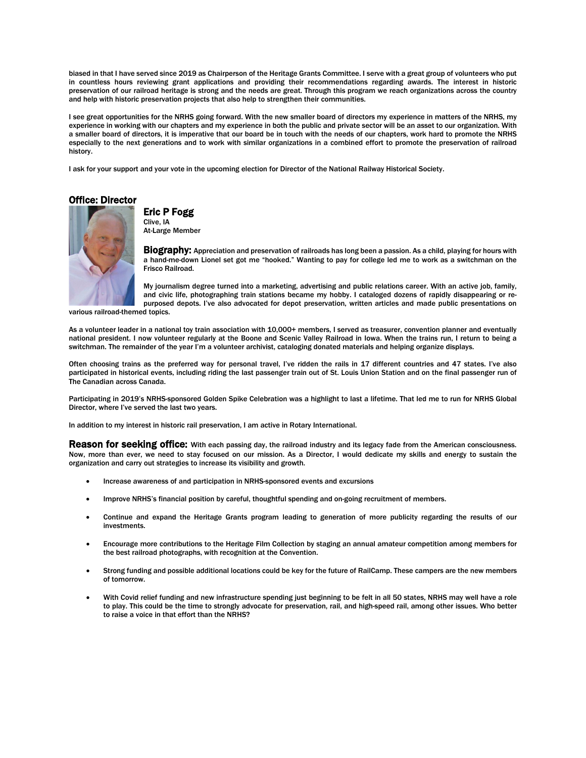biased in that I have served since 2019 as Chairperson of the Heritage Grants Committee. I serve with a great group of volunteers who put in countless hours reviewing grant applications and providing their recommendations regarding awards. The interest in historic preservation of our railroad heritage is strong and the needs are great. Through this program we reach organizations across the country and help with historic preservation projects that also help to strengthen their communities.

I see great opportunities for the NRHS going forward. With the new smaller board of directors my experience in matters of the NRHS, my experience in working with our chapters and my experience in both the public and private sector will be an asset to our organization. With a smaller board of directors, it is imperative that our board be in touch with the needs of our chapters, work hard to promote the NRHS especially to the next generations and to work with similar organizations in a combined effort to promote the preservation of railroad history.

I ask for your support and your vote in the upcoming election for Director of the National Railway Historical Society.

## Office: Director

### Eric P Fogg

Clive, IA
At-Large Member

**Biography:** Appreciation and preservation of railroads has long been a passion. As a child, playing for hours with a hand-me-down Lionel set got me "hooked." Wanting to pay for college led me to work as a switchman on the Frisco Railroad.

My journalism degree turned into a marketing, advertising and public relations career. With an active job, family, and civic life, photographing train stations became my hobby. I cataloged dozens of rapidly disappearing or re-purposed depots. I've also advocated for depot preservation, written articles and made public presentations on various railroad-themed topics.

As a volunteer leader in a national toy train association with 10,000+ members, I served as treasurer, convention planner and eventually national president. I now volunteer regularly at the Boone and Scenic Valley Railroad in Iowa. When the trains run, I return to being a switchman. The remainder of the year I'm a volunteer archivist, cataloging donated materials and helping organize displays.

Often choosing trains as the preferred way for personal travel, I've ridden the rails in 17 different countries and 47 states. I've also participated in historical events, including riding the last passenger train out of St. Louis Union Station and on the final passenger run of The Canadian across Canada.

Participating in 2019's NRHS-sponsored Golden Spike Celebration was a highlight to last a lifetime. That led me to run for NRHS Global Director, where I've served the last two years.

In addition to my interest in historic rail preservation, I am active in Rotary International.

**Reason for seeking office:** With each passing day, the railroad industry and its legacy fade from the American consciousness. Now, more than ever, we need to stay focused on our mission. As a Director, I would dedicate my skills and energy to sustain the organization and carry out strategies to increase its visibility and growth.

- Increase awareness of and participation in NRHS-sponsored events and excursions
- Improve NRHS's financial position by careful, thoughtful spending and on-going recruitment of members.
- Continue and expand the Heritage Grants program leading to generation of more publicity regarding the results of our investments.
- Encourage more contributions to the Heritage Film Collection by staging an annual amateur competition among members for the best railroad photographs, with recognition at the Convention.
- Strong funding and possible additional locations could be key for the future of RailCamp. These campers are the new members of tomorrow.
- With Covid relief funding and new infrastructure spending just beginning to be felt in all 50 states, NRHS may well have a role to play. This could be the time to strongly advocate for preservation, rail, and high-speed rail, among other issues. Who better to raise a voice in that effort than the NRHS?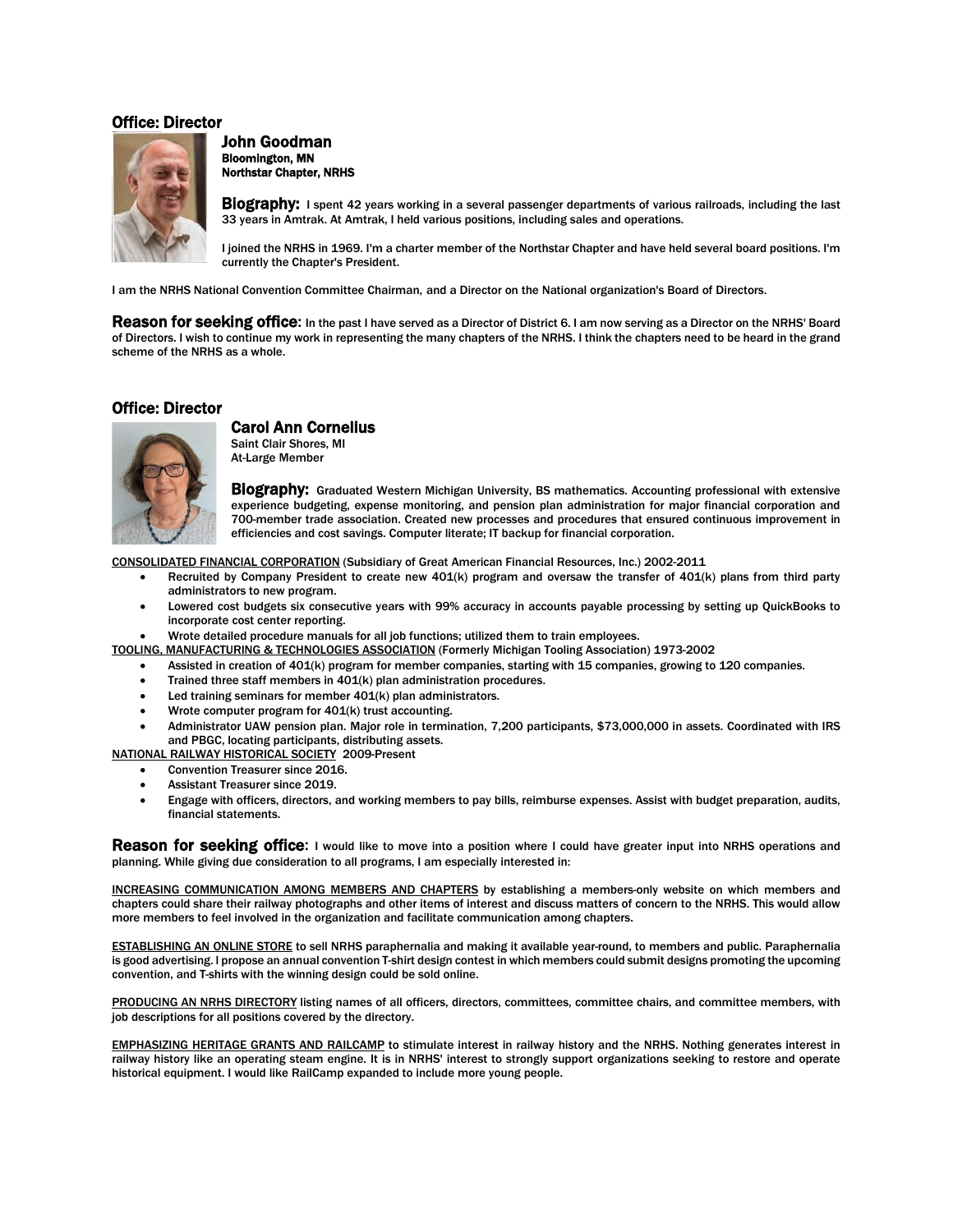## Office: Director

### John Goodman

**Bloomington, MN**
**Northstar Chapter, NRHS**

**Biography:** I spent 42 years working in a several passenger departments of various railroads, including the last 33 years in Amtrak. At Amtrak, I held various positions, including sales and operations.

I joined the NRHS in 1969. I'm a charter member of the Northstar Chapter and have held several board positions. I'm currently the Chapter's President.

I am the NRHS National Convention Committee Chairman, and a Director on the National organization's Board of Directors.

**Reason for seeking office:** In the past I have served as a Director of District 6. I am now serving as a Director on the NRHS' Board of Directors. I wish to continue my work in representing the many chapters of the NRHS. I think the chapters need to be heard in the grand scheme of the NRHS as a whole.

## Office: Director

### Carol Ann Cornelius

**Saint Clair Shores, MI**
**At-Large Member**

**Biography:** Graduated Western Michigan University, BS mathematics. Accounting professional with extensive experience budgeting, expense monitoring, and pension plan administration for major financial corporation and 700-member trade association. Created new processes and procedures that ensured continuous improvement in efficiencies and cost savings. Computer literate; IT backup for financial corporation.

<u>CONSOLIDATED FINANCIAL CORPORATION</u> (Subsidiary of Great American Financial Resources, Inc.) 2002-2011

- Recruited by Company President to create new 401(k) program and oversaw the transfer of 401(k) plans from third party administrators to new program.
- Lowered cost budgets six consecutive years with 99% accuracy in accounts payable processing by setting up QuickBooks to incorporate cost center reporting.
- Wrote detailed procedure manuals for all job functions; utilized them to train employees.

<u>TOOLING, MANUFACTURING & TECHNOLOGIES ASSOCIATION</u> (Formerly Michigan Tooling Association) 1973-2002

- Assisted in creation of 401(k) program for member companies, starting with 15 companies, growing to 120 companies.
- Trained three staff members in 401(k) plan administration procedures.
- Led training seminars for member 401(k) plan administrators.
- Wrote computer program for 401(k) trust accounting.
- Administrator UAW pension plan. Major role in termination, 7,200 participants, $73,000,000 in assets. Coordinated with IRS and PBGC, locating participants, distributing assets.

<u>NATIONAL RAILWAY HISTORICAL SOCIETY</u> 2009-Present

- Convention Treasurer since 2016.
- Assistant Treasurer since 2019.
- Engage with officers, directors, and working members to pay bills, reimburse expenses. Assist with budget preparation, audits, financial statements.

**Reason for seeking office:** I would like to move into a position where I could have greater input into NRHS operations and planning. While giving due consideration to all programs, I am especially interested in:

<u>INCREASING COMMUNICATION AMONG MEMBERS AND CHAPTERS</u> by establishing a members-only website on which members and chapters could share their railway photographs and other items of interest and discuss matters of concern to the NRHS. This would allow more members to feel involved in the organization and facilitate communication among chapters.

<u>ESTABLISHING AN ONLINE STORE</u> to sell NRHS paraphernalia and making it available year-round, to members and public. Paraphernalia is good advertising. I propose an annual convention T-shirt design contest in which members could submit designs promoting the upcoming convention, and T-shirts with the winning design could be sold online.

<u>PRODUCING AN NRHS DIRECTORY</u> listing names of all officers, directors, committees, committee chairs, and committee members, with job descriptions for all positions covered by the directory.

<u>EMPHASIZING HERITAGE GRANTS AND RAILCAMP</u> to stimulate interest in railway history and the NRHS. Nothing generates interest in railway history like an operating steam engine. It is in NRHS' interest to strongly support organizations seeking to restore and operate historical equipment. I would like RailCamp expanded to include more young people.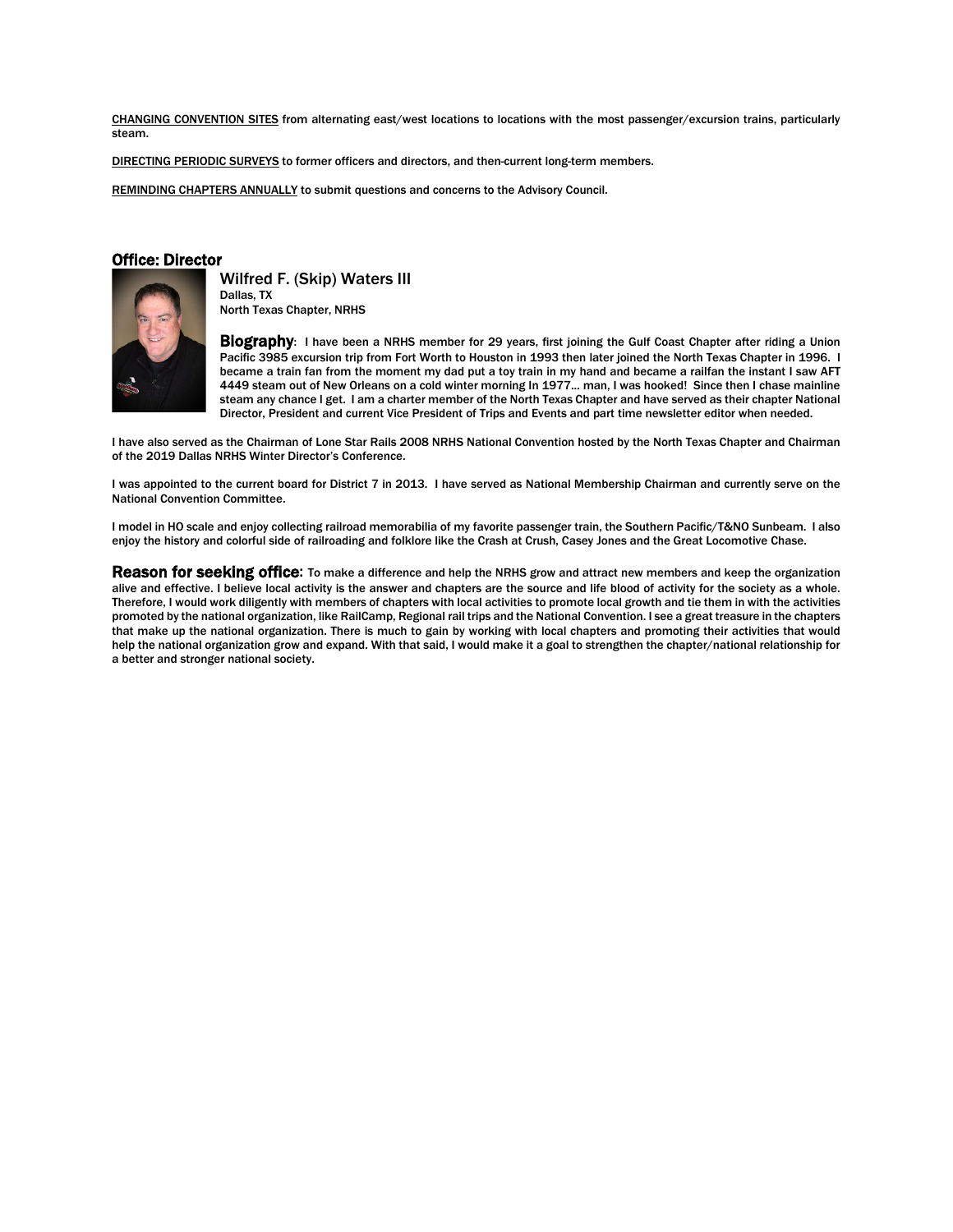CHANGING CONVENTION SITES from alternating east/west locations to locations with the most passenger/excursion trains, particularly steam.

DIRECTING PERIODIC SURVEYS to former officers and directors, and then-current long-term members.

REMINDING CHAPTERS ANNUALLY to submit questions and concerns to the Advisory Council.

## Office: Director

Wilfred F. (Skip) Waters III
Dallas, TX
North Texas Chapter, NRHS

**Biography**: I have been a NRHS member for 29 years, first joining the Gulf Coast Chapter after riding a Union Pacific 3985 excursion trip from Fort Worth to Houston in 1993 then later joined the North Texas Chapter in 1996. I became a train fan from the moment my dad put a toy train in my hand and became a railfan the instant I saw AFT 4449 steam out of New Orleans on a cold winter morning In 1977… man, I was hooked! Since then I chase mainline steam any chance I get. I am a charter member of the North Texas Chapter and have served as their chapter National Director, President and current Vice President of Trips and Events and part time newsletter editor when needed.

I have also served as the Chairman of Lone Star Rails 2008 NRHS National Convention hosted by the North Texas Chapter and Chairman of the 2019 Dallas NRHS Winter Director's Conference.

I was appointed to the current board for District 7 in 2013. I have served as National Membership Chairman and currently serve on the National Convention Committee.

I model in HO scale and enjoy collecting railroad memorabilia of my favorite passenger train, the Southern Pacific/T&NO Sunbeam. I also enjoy the history and colorful side of railroading and folklore like the Crash at Crush, Casey Jones and the Great Locomotive Chase.

**Reason for seeking office**: To make a difference and help the NRHS grow and attract new members and keep the organization alive and effective. I believe local activity is the answer and chapters are the source and life blood of activity for the society as a whole. Therefore, I would work diligently with members of chapters with local activities to promote local growth and tie them in with the activities promoted by the national organization, like RailCamp, Regional rail trips and the National Convention. I see a great treasure in the chapters that make up the national organization. There is much to gain by working with local chapters and promoting their activities that would help the national organization grow and expand. With that said, I would make it a goal to strengthen the chapter/national relationship for a better and stronger national society.